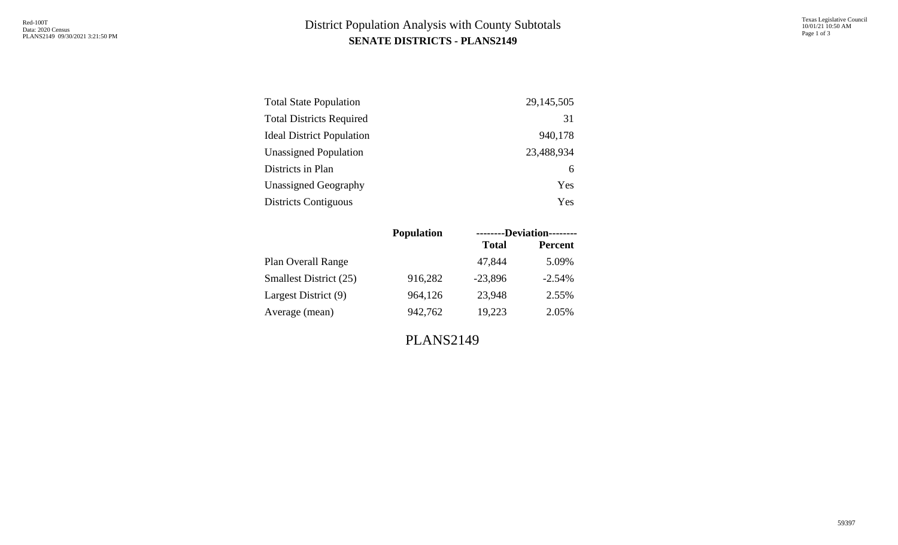# District Population Analysis with County Subtotals

## SENATE DISTRICTS - PLANS2149

| | |
|---|---|
| Total State Population | 29,145,505 |
| Total Districts Required | 31 |
| Ideal District Population | 940,178 |
| Unassigned Population | 23,488,934 |
| Districts in Plan | 6 |
| Unassigned Geography | Yes |
| Districts Contiguous | Yes |

| | Population | --------Deviation-------- | |
|---|---|---|---|
| | | Total | Percent |
| Plan Overall Range | | 47,844 | 5.09% |
| Smallest District (25) | 916,282 | -23,896 | -2.54% |
| Largest District (9) | 964,126 | 23,948 | 2.55% |
| Average (mean) | 942,762 | 19,223 | 2.05% |

PLANS2149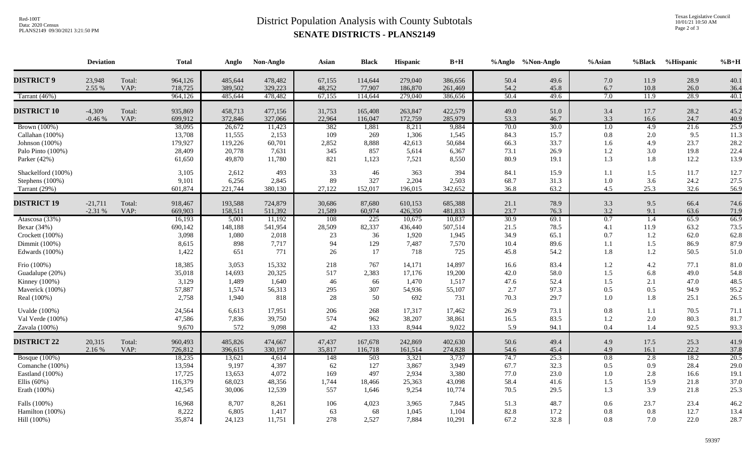# District Population Analysis with County Subtotals

## SENATE DISTRICTS - PLANS2149

| | Deviation | | Total | Anglo | Non-Anglo | Asian | Black | Hispanic | B+H | %Anglo | %Non-Anglo | %Asian | %Black | %Hispanic | %B+H |
|---|---|---|---|---|---|---|---|---|---|---|---|---|---|---|---|
| **DISTRICT 9** | 23,948 | Total: | 964,126 | 485,644 | 478,482 | 67,155 | 114,644 | 279,040 | 386,656 | 50.4 | 49.6 | 7.0 | 11.9 | 28.9 | 40.1 |
| | 2.55 % | VAP: | 718,725 | 389,502 | 329,223 | 48,252 | 77,907 | 186,870 | 261,469 | 54.2 | 45.8 | 6.7 | 10.8 | 26.0 | 36.4 |
| Tarrant (46%) | | | 964,126 | 485,644 | 478,482 | 67,155 | 114,644 | 279,040 | 386,656 | 50.4 | 49.6 | 7.0 | 11.9 | 28.9 | 40.1 |
| **DISTRICT 10** | -4,309 | Total: | 935,869 | 458,713 | 477,156 | 31,753 | 165,408 | 263,847 | 422,579 | 49.0 | 51.0 | 3.4 | 17.7 | 28.2 | 45.2 |
| | -0.46 % | VAP: | 699,912 | 372,846 | 327,066 | 22,964 | 116,047 | 172,759 | 285,979 | 53.3 | 46.7 | 3.3 | 16.6 | 24.7 | 40.9 |
| Brown (100%) | | | 38,095 | 26,672 | 11,423 | 382 | 1,881 | 8,211 | 9,884 | 70.0 | 30.0 | 1.0 | 4.9 | 21.6 | 25.9 |
| Callahan (100%) | | | 13,708 | 11,555 | 2,153 | 109 | 269 | 1,306 | 1,545 | 84.3 | 15.7 | 0.8 | 2.0 | 9.5 | 11.3 |
| Johnson (100%) | | | 179,927 | 119,226 | 60,701 | 2,852 | 8,888 | 42,613 | 50,684 | 66.3 | 33.7 | 1.6 | 4.9 | 23.7 | 28.2 |
| Palo Pinto (100%) | | | 28,409 | 20,778 | 7,631 | 345 | 857 | 5,614 | 6,367 | 73.1 | 26.9 | 1.2 | 3.0 | 19.8 | 22.4 |
| Parker (42%) | | | 61,650 | 49,870 | 11,780 | 821 | 1,123 | 7,521 | 8,550 | 80.9 | 19.1 | 1.3 | 1.8 | 12.2 | 13.9 |
| Shackelford (100%) | | | 3,105 | 2,612 | 493 | 33 | 46 | 363 | 394 | 84.1 | 15.9 | 1.1 | 1.5 | 11.7 | 12.7 |
| Stephens (100%) | | | 9,101 | 6,256 | 2,845 | 89 | 327 | 2,204 | 2,503 | 68.7 | 31.3 | 1.0 | 3.6 | 24.2 | 27.5 |
| Tarrant (29%) | | | 601,874 | 221,744 | 380,130 | 27,122 | 152,017 | 196,015 | 342,652 | 36.8 | 63.2 | 4.5 | 25.3 | 32.6 | 56.9 |
| **DISTRICT 19** | -21,711 | Total: | 918,467 | 193,588 | 724,879 | 30,686 | 87,680 | 610,153 | 685,388 | 21.1 | 78.9 | 3.3 | 9.5 | 66.4 | 74.6 |
| | -2.31 % | VAP: | 669,903 | 158,511 | 511,392 | 21,589 | 60,974 | 426,350 | 481,833 | 23.7 | 76.3 | 3.2 | 9.1 | 63.6 | 71.9 |
| Atascosa (33%) | | | 16,193 | 5,001 | 11,192 | 108 | 225 | 10,675 | 10,837 | 30.9 | 69.1 | 0.7 | 1.4 | 65.9 | 66.9 |
| Bexar (34%) | | | 690,142 | 148,188 | 541,954 | 28,509 | 82,337 | 436,440 | 507,514 | 21.5 | 78.5 | 4.1 | 11.9 | 63.2 | 73.5 |
| Crockett (100%) | | | 3,098 | 1,080 | 2,018 | 23 | 36 | 1,920 | 1,945 | 34.9 | 65.1 | 0.7 | 1.2 | 62.0 | 62.8 |
| Dimmit (100%) | | | 8,615 | 898 | 7,717 | 94 | 129 | 7,487 | 7,570 | 10.4 | 89.6 | 1.1 | 1.5 | 86.9 | 87.9 |
| Edwards (100%) | | | 1,422 | 651 | 771 | 26 | 17 | 718 | 725 | 45.8 | 54.2 | 1.8 | 1.2 | 50.5 | 51.0 |
| Frio (100%) | | | 18,385 | 3,053 | 15,332 | 218 | 767 | 14,171 | 14,897 | 16.6 | 83.4 | 1.2 | 4.2 | 77.1 | 81.0 |
| Guadalupe (20%) | | | 35,018 | 14,693 | 20,325 | 517 | 2,383 | 17,176 | 19,200 | 42.0 | 58.0 | 1.5 | 6.8 | 49.0 | 54.8 |
| Kinney (100%) | | | 3,129 | 1,489 | 1,640 | 46 | 66 | 1,470 | 1,517 | 47.6 | 52.4 | 1.5 | 2.1 | 47.0 | 48.5 |
| Maverick (100%) | | | 57,887 | 1,574 | 56,313 | 295 | 307 | 54,936 | 55,107 | 2.7 | 97.3 | 0.5 | 0.5 | 94.9 | 95.2 |
| Real (100%) | | | 2,758 | 1,940 | 818 | 28 | 50 | 692 | 731 | 70.3 | 29.7 | 1.0 | 1.8 | 25.1 | 26.5 |
| Uvalde (100%) | | | 24,564 | 6,613 | 17,951 | 206 | 268 | 17,317 | 17,462 | 26.9 | 73.1 | 0.8 | 1.1 | 70.5 | 71.1 |
| Val Verde (100%) | | | 47,586 | 7,836 | 39,750 | 574 | 962 | 38,207 | 38,861 | 16.5 | 83.5 | 1.2 | 2.0 | 80.3 | 81.7 |
| Zavala (100%) | | | 9,670 | 572 | 9,098 | 42 | 133 | 8,944 | 9,022 | 5.9 | 94.1 | 0.4 | 1.4 | 92.5 | 93.3 |
| **DISTRICT 22** | 20,315 | Total: | 960,493 | 485,826 | 474,667 | 47,437 | 167,678 | 242,869 | 402,630 | 50.6 | 49.4 | 4.9 | 17.5 | 25.3 | 41.9 |
| | 2.16 % | VAP: | 726,812 | 396,615 | 330,197 | 35,817 | 116,718 | 161,514 | 274,828 | 54.6 | 45.4 | 4.9 | 16.1 | 22.2 | 37.8 |
| Bosque (100%) | | | 18,235 | 13,621 | 4,614 | 148 | 503 | 3,321 | 3,737 | 74.7 | 25.3 | 0.8 | 2.8 | 18.2 | 20.5 |
| Comanche (100%) | | | 13,594 | 9,197 | 4,397 | 62 | 127 | 3,867 | 3,949 | 67.7 | 32.3 | 0.5 | 0.9 | 28.4 | 29.0 |
| Eastland (100%) | | | 17,725 | 13,653 | 4,072 | 169 | 497 | 2,934 | 3,380 | 77.0 | 23.0 | 1.0 | 2.8 | 16.6 | 19.1 |
| Ellis (60%) | | | 116,379 | 68,023 | 48,356 | 1,744 | 18,466 | 25,363 | 43,098 | 58.4 | 41.6 | 1.5 | 15.9 | 21.8 | 37.0 |
| Erath (100%) | | | 42,545 | 30,006 | 12,539 | 557 | 1,646 | 9,254 | 10,774 | 70.5 | 29.5 | 1.3 | 3.9 | 21.8 | 25.3 |
| Falls (100%) | | | 16,968 | 8,707 | 8,261 | 106 | 4,023 | 3,965 | 7,845 | 51.3 | 48.7 | 0.6 | 23.7 | 23.4 | 46.2 |
| Hamilton (100%) | | | 8,222 | 6,805 | 1,417 | 63 | 68 | 1,045 | 1,104 | 82.8 | 17.2 | 0.8 | 0.8 | 12.7 | 13.4 |
| Hill (100%) | | | 35,874 | 24,123 | 11,751 | 278 | 2,527 | 7,884 | 10,291 | 67.2 | 32.8 | 0.8 | 7.0 | 22.0 | 28.7 |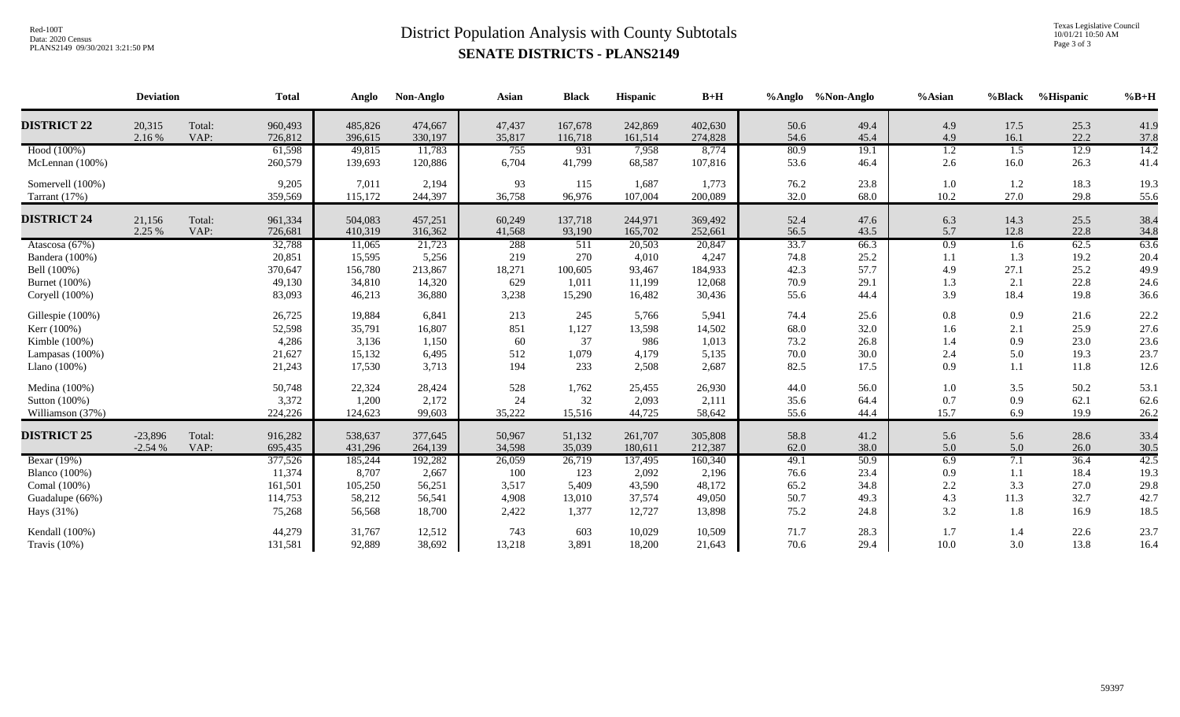# District Population Analysis with County Subtotals

## SENATE DISTRICTS - PLANS2149

Red-100T
Data: 2020 Census
PLANS2149 09/30/2021 3:21:50 PM

Texas Legislative Council
10/01/21 10:50 AM

| | Deviation | | Total | Anglo | Non-Anglo | Asian | Black | Hispanic | B+H | %Anglo | %Non-Anglo | %Asian | %Black | %Hispanic | %B+H |
|---|---|---|---|---|---|---|---|---|---|---|---|---|---|---|---|
| **DISTRICT 22** | 20,315 | Total: | 960,493 | 485,826 | 474,667 | 47,437 | 167,678 | 242,869 | 402,630 | 50.6 | 49.4 | 4.9 | 17.5 | 25.3 | 41.9 |
| | 2.16 % | VAP: | 726,812 | 396,615 | 330,197 | 35,817 | 116,718 | 161,514 | 274,828 | 54.6 | 45.4 | 4.9 | 16.1 | 22.2 | 37.8 |
| Hood (100%) | | | 61,598 | 49,815 | 11,783 | 755 | 931 | 7,958 | 8,774 | 80.9 | 19.1 | 1.2 | 1.5 | 12.9 | 14.2 |
| McLennan (100%) | | | 260,579 | 139,693 | 120,886 | 6,704 | 41,799 | 68,587 | 107,816 | 53.6 | 46.4 | 2.6 | 16.0 | 26.3 | 41.4 |
| Somervell (100%) | | | 9,205 | 7,011 | 2,194 | 93 | 115 | 1,687 | 1,773 | 76.2 | 23.8 | 1.0 | 1.2 | 18.3 | 19.3 |
| Tarrant (17%) | | | 359,569 | 115,172 | 244,397 | 36,758 | 96,976 | 107,004 | 200,089 | 32.0 | 68.0 | 10.2 | 27.0 | 29.8 | 55.6 |
| **DISTRICT 24** | 21,156 | Total: | 961,334 | 504,083 | 457,251 | 60,249 | 137,718 | 244,971 | 369,492 | 52.4 | 47.6 | 6.3 | 14.3 | 25.5 | 38.4 |
| | 2.25 % | VAP: | 726,681 | 410,319 | 316,362 | 41,568 | 93,190 | 165,702 | 252,661 | 56.5 | 43.5 | 5.7 | 12.8 | 22.8 | 34.8 |
| Atascosa (67%) | | | 32,788 | 11,065 | 21,723 | 288 | 511 | 20,503 | 20,847 | 33.7 | 66.3 | 0.9 | 1.6 | 62.5 | 63.6 |
| Bandera (100%) | | | 20,851 | 15,595 | 5,256 | 219 | 270 | 4,010 | 4,247 | 74.8 | 25.2 | 1.1 | 1.3 | 19.2 | 20.4 |
| Bell (100%) | | | 370,647 | 156,780 | 213,867 | 18,271 | 100,605 | 93,467 | 184,933 | 42.3 | 57.7 | 4.9 | 27.1 | 25.2 | 49.9 |
| Burnet (100%) | | | 49,130 | 34,810 | 14,320 | 629 | 1,011 | 11,199 | 12,068 | 70.9 | 29.1 | 1.3 | 2.1 | 22.8 | 24.6 |
| Coryell (100%) | | | 83,093 | 46,213 | 36,880 | 3,238 | 15,290 | 16,482 | 30,436 | 55.6 | 44.4 | 3.9 | 18.4 | 19.8 | 36.6 |
| Gillespie (100%) | | | 26,725 | 19,884 | 6,841 | 213 | 245 | 5,766 | 5,941 | 74.4 | 25.6 | 0.8 | 0.9 | 21.6 | 22.2 |
| Kerr (100%) | | | 52,598 | 35,791 | 16,807 | 851 | 1,127 | 13,598 | 14,502 | 68.0 | 32.0 | 1.6 | 2.1 | 25.9 | 27.6 |
| Kimble (100%) | | | 4,286 | 3,136 | 1,150 | 60 | 37 | 986 | 1,013 | 73.2 | 26.8 | 1.4 | 0.9 | 23.0 | 23.6 |
| Lampasas (100%) | | | 21,627 | 15,132 | 6,495 | 512 | 1,079 | 4,179 | 5,135 | 70.0 | 30.0 | 2.4 | 5.0 | 19.3 | 23.7 |
| Llano (100%) | | | 21,243 | 17,530 | 3,713 | 194 | 233 | 2,508 | 2,687 | 82.5 | 17.5 | 0.9 | 1.1 | 11.8 | 12.6 |
| Medina (100%) | | | 50,748 | 22,324 | 28,424 | 528 | 1,762 | 25,455 | 26,930 | 44.0 | 56.0 | 1.0 | 3.5 | 50.2 | 53.1 |
| Sutton (100%) | | | 3,372 | 1,200 | 2,172 | 24 | 32 | 2,093 | 2,111 | 35.6 | 64.4 | 0.7 | 0.9 | 62.1 | 62.6 |
| Williamson (37%) | | | 224,226 | 124,623 | 99,603 | 35,222 | 15,516 | 44,725 | 58,642 | 55.6 | 44.4 | 15.7 | 6.9 | 19.9 | 26.2 |
| **DISTRICT 25** | -23,896 | Total: | 916,282 | 538,637 | 377,645 | 50,967 | 51,132 | 261,707 | 305,808 | 58.8 | 41.2 | 5.6 | 5.6 | 28.6 | 33.4 |
| | -2.54 % | VAP: | 695,435 | 431,296 | 264,139 | 34,598 | 35,039 | 180,611 | 212,387 | 62.0 | 38.0 | 5.0 | 5.0 | 26.0 | 30.5 |
| Bexar (19%) | | | 377,526 | 185,244 | 192,282 | 26,059 | 26,719 | 137,495 | 160,340 | 49.1 | 50.9 | 6.9 | 7.1 | 36.4 | 42.5 |
| Blanco (100%) | | | 11,374 | 8,707 | 2,667 | 100 | 123 | 2,092 | 2,196 | 76.6 | 23.4 | 0.9 | 1.1 | 18.4 | 19.3 |
| Comal (100%) | | | 161,501 | 105,250 | 56,251 | 3,517 | 5,409 | 43,590 | 48,172 | 65.2 | 34.8 | 2.2 | 3.3 | 27.0 | 29.8 |
| Guadalupe (66%) | | | 114,753 | 58,212 | 56,541 | 4,908 | 13,010 | 37,574 | 49,050 | 50.7 | 49.3 | 4.3 | 11.3 | 32.7 | 42.7 |
| Hays (31%) | | | 75,268 | 56,568 | 18,700 | 2,422 | 1,377 | 12,727 | 13,898 | 75.2 | 24.8 | 3.2 | 1.8 | 16.9 | 18.5 |
| Kendall (100%) | | | 44,279 | 31,767 | 12,512 | 743 | 603 | 10,029 | 10,509 | 71.7 | 28.3 | 1.7 | 1.4 | 22.6 | 23.7 |
| Travis (10%) | | | 131,581 | 92,889 | 38,692 | 13,218 | 3,891 | 18,200 | 21,643 | 70.6 | 29.4 | 10.0 | 3.0 | 13.8 | 16.4 |

59397